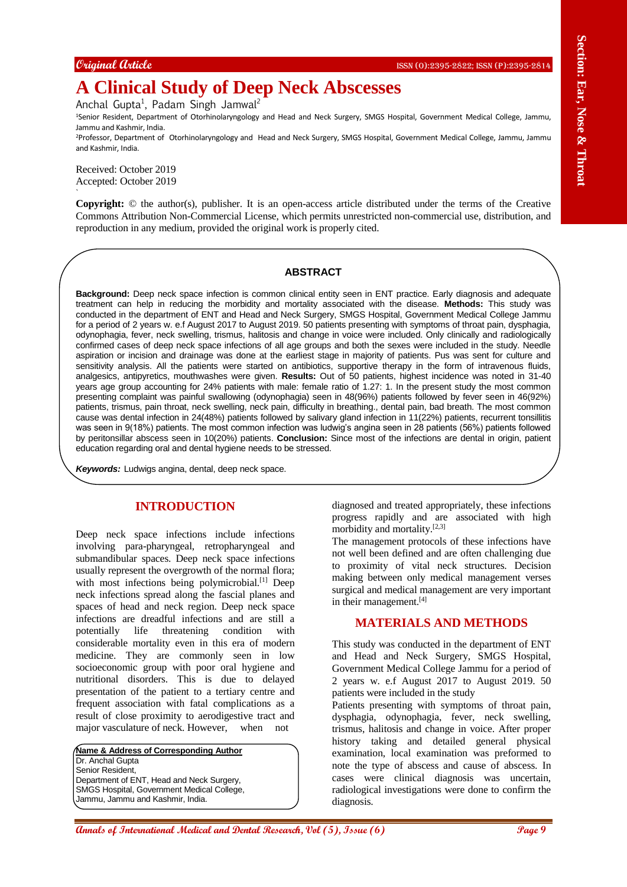Original Article

# A Clinical Study of Deep Neck Abscesses

Anchal Gupta[1], Padam Singh Jamwal[2]

[1]Senior Resident, Department of Otorhinolaryngology and Head and Neck Surgery, SMGS Hospital, Government Medical College, Jammu, Jammu and Kashmir, India.

[2]Professor, Department of Otorhinolaryngology and Head and Neck Surgery, SMGS Hospital, Government Medical College, Jammu, Jammu and Kashmir, India.

Received: October 2019
Accepted: October 2019

**Copyright:** © the author(s), publisher. It is an open-access article distributed under the terms of the Creative Commons Attribution Non-Commercial License, which permits unrestricted non-commercial use, distribution, and reproduction in any medium, provided the original work is properly cited.

## ABSTRACT

**Background:** Deep neck space infection is common clinical entity seen in ENT practice. Early diagnosis and adequate treatment can help in reducing the morbidity and mortality associated with the disease. **Methods:** This study was conducted in the department of ENT and Head and Neck Surgery, SMGS Hospital, Government Medical College Jammu for a period of 2 years w. e.f August 2017 to August 2019. 50 patients presenting with symptoms of throat pain, dysphagia, odynophagia, fever, neck swelling, trismus, halitosis and change in voice were included. Only clinically and radiologically confirmed cases of deep neck space infections of all age groups and both the sexes were included in the study. Needle aspiration or incision and drainage was done at the earliest stage in majority of patients. Pus was sent for culture and sensitivity analysis. All the patients were started on antibiotics, supportive therapy in the form of intravenous fluids, analgesics, antipyretics, mouthwashes were given. **Results:** Out of 50 patients, highest incidence was noted in 31-40 years age group accounting for 24% patients with male: female ratio of 1.27: 1. In the present study the most common presenting complaint was painful swallowing (odynophagia) seen in 48(96%) patients followed by fever seen in 46(92%) patients, trismus, pain throat, neck swelling, neck pain, difficulty in breathing., dental pain, bad breath. The most common cause was dental infection in 24(48%) patients followed by salivary gland infection in 11(22%) patients, recurrent tonsillitis was seen in 9(18%) patients. The most common infection was ludwig's angina seen in 28 patients (56%) patients followed by peritonsillar abscess seen in 10(20%) patients. **Conclusion:** Since most of the infections are dental in origin, patient education regarding oral and dental hygiene needs to be stressed.

***Keywords:*** Ludwigs angina, dental, deep neck space.

## INTRODUCTION

Deep neck space infections include infections involving para-pharyngeal, retropharyngeal and submandibular spaces. Deep neck space infections usually represent the overgrowth of the normal flora; with most infections being polymicrobial.[1] Deep neck infections spread along the fascial planes and spaces of head and neck region. Deep neck space infections are dreadful infections and are still a potentially life threatening condition with considerable mortality even in this era of modern medicine. They are commonly seen in low socioeconomic group with poor oral hygiene and nutritional disorders. This is due to delayed presentation of the patient to a tertiary centre and frequent association with fatal complications as a result of close proximity to aerodigestive tract and major vasculature of neck. However, when not diagnosed and treated appropriately, these infections progress rapidly and are associated with high morbidity and mortality.[2,3]

The management protocols of these infections have not well been defined and are often challenging due to proximity of vital neck structures. Decision making between only medical management verses surgical and medical management are very important in their management.[4]

**Name & Address of Corresponding Author**
Dr. Anchal Gupta
Senior Resident,
Department of ENT, Head and Neck Surgery,
SMGS Hospital, Government Medical College,
Jammu, Jammu and Kashmir, India.

## MATERIALS AND METHODS

This study was conducted in the department of ENT and Head and Neck Surgery, SMGS Hospital, Government Medical College Jammu for a period of 2 years w. e.f August 2017 to August 2019. 50 patients were included in the study

Patients presenting with symptoms of throat pain, dysphagia, odynophagia, fever, neck swelling, trismus, halitosis and change in voice. After proper history taking and detailed general physical examination, local examination was preformed to note the type of abscess and cause of abscess. In cases were clinical diagnosis was uncertain, radiological investigations were done to confirm the diagnosis.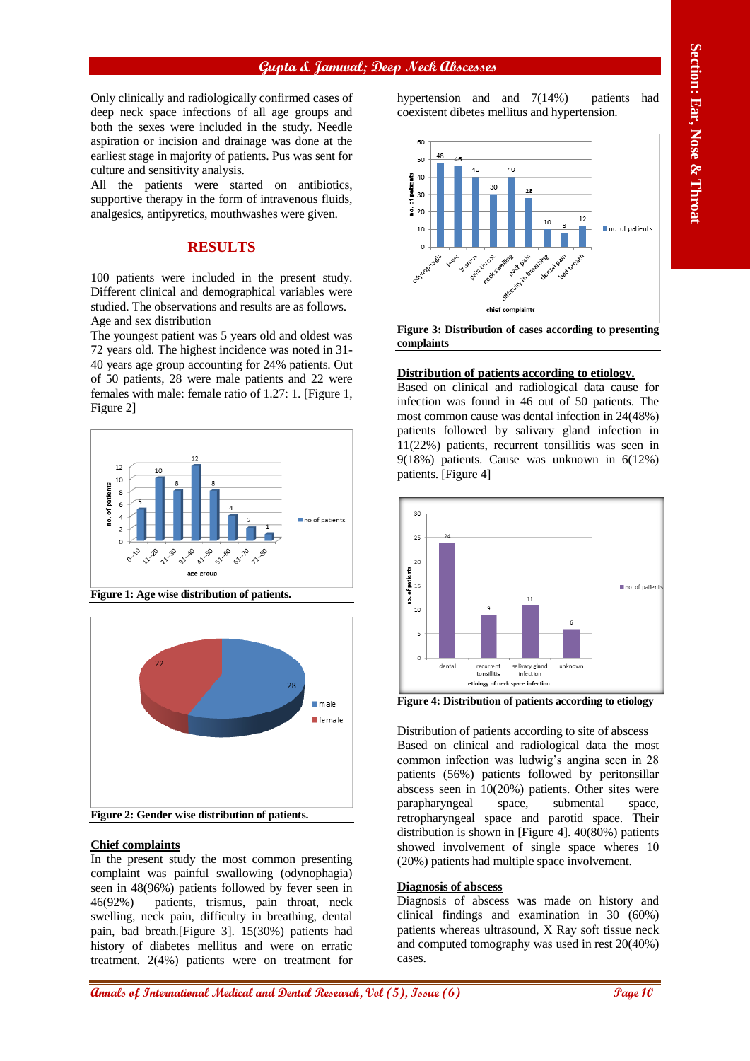Only clinically and radiologically confirmed cases of deep neck space infections of all age groups and both the sexes were included in the study. Needle aspiration or incision and drainage was done at the earliest stage in majority of patients. Pus was sent for culture and sensitivity analysis.

All the patients were started on antibiotics, supportive therapy in the form of intravenous fluids, analgesics, antipyretics, mouthwashes were given.

## RESULTS

100 patients were included in the present study. Different clinical and demographical variables were studied. The observations and results are as follows.

Age and sex distribution

The youngest patient was 5 years old and oldest was 72 years old. The highest incidence was noted in 31-40 years age group accounting for 24% patients. Out of 50 patients, 28 were male patients and 22 were females with male: female ratio of 1.27: 1. [Figure 1, Figure 2]

**Figure 1: Age wise distribution of patients.**

**Figure 2: Gender wise distribution of patients.**

**Chief complaints**

In the present study the most common presenting complaint was painful swallowing (odynophagia) seen in 48(96%) patients followed by fever seen in 46(92%) patients, trismus, pain throat, neck swelling, neck pain, difficulty in breathing, dental pain, bad breath.[Figure 3]. 15(30%) patients had history of diabetes mellitus and were on erratic treatment. 2(4%) patients were on treatment for hypertension and and 7(14%) patients had coexistent dibetes mellitus and hypertension.

**Figure 3: Distribution of cases according to presenting complaints**

**Distribution of patients according to etiology.**

Based on clinical and radiological data cause for infection was found in 46 out of 50 patients. The most common cause was dental infection in 24(48%) patients followed by salivary gland infection in 11(22%) patients, recurrent tonsillitis was seen in 9(18%) patients. Cause was unknown in 6(12%) patients. [Figure 4]

**Figure 4: Distribution of patients according to etiology**

Distribution of patients according to site of abscess

Based on clinical and radiological data the most common infection was ludwig's angina seen in 28 patients (56%) patients followed by peritonsillar abscess seen in 10(20%) patients. Other sites were parapharyngeal space, submental space, retropharyngeal space and parotid space. Their distribution is shown in [Figure 4]. 40(80%) patients showed involvement of single space wheres 10 (20%) patients had multiple space involvement.

**Diagnosis of abscess**

Diagnosis of abscess was made on history and clinical findings and examination in 30 (60%) patients whereas ultrasound, X Ray soft tissue neck and computed tomography was used in rest 20(40%) cases.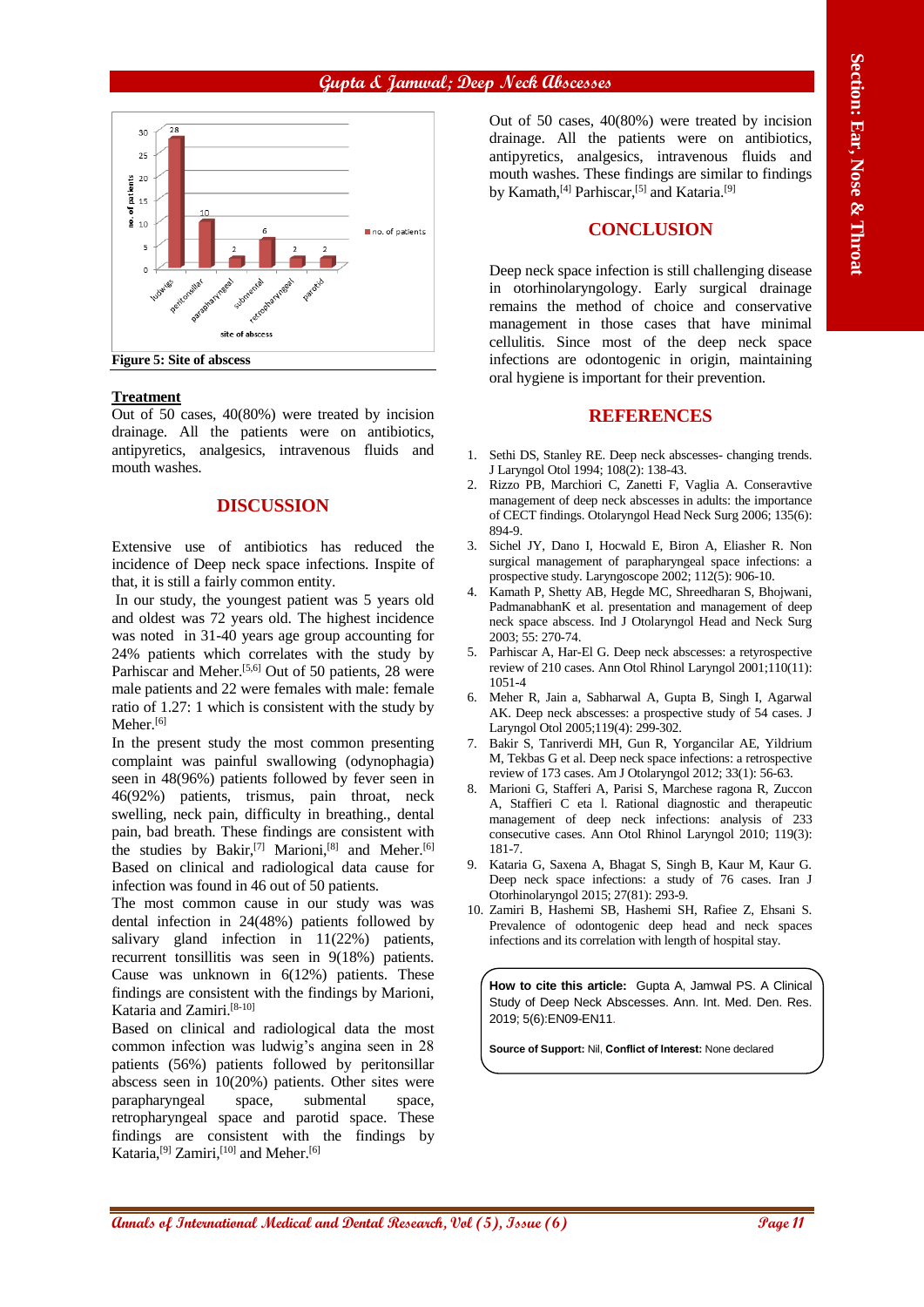30
25
20
15
10
5
0

no. of patients

28
10
2
6
2
2

ludwigs
peritonsillar
parapharyngeal
submental
retropharyngeal
parotid

site of abscess

no. of patients

**Figure 5: Site of abscess**

**Treatment**

Out of 50 cases, 40(80%) were treated by incision drainage. All the patients were on antibiotics, antipyretics, analgesics, intravenous fluids and mouth washes.

## DISCUSSION

Extensive use of antibiotics has reduced the incidence of Deep neck space infections. Inspite of that, it is still a fairly common entity.

In our study, the youngest patient was 5 years old and oldest was 72 years old. The highest incidence was noted in 31-40 years age group accounting for 24% patients which correlates with the study by Parhiscar and Meher.[5,6] Out of 50 patients, 28 were male patients and 22 were females with male: female ratio of 1.27: 1 which is consistent with the study by Meher.[6]

In the present study the most common presenting complaint was painful swallowing (odynophagia) seen in 48(96%) patients followed by fever seen in 46(92%) patients, trismus, pain throat, neck swelling, neck pain, difficulty in breathing., dental pain, bad breath. These findings are consistent with the studies by Bakir,[7] Marioni,[8] and Meher.[6] Based on clinical and radiological data cause for infection was found in 46 out of 50 patients.

The most common cause in our study was was dental infection in 24(48%) patients followed by salivary gland infection in 11(22%) patients, recurrent tonsillitis was seen in 9(18%) patients. Cause was unknown in 6(12%) patients. These findings are consistent with the findings by Marioni, Kataria and Zamiri.[8-10]

Based on clinical and radiological data the most common infection was ludwig's angina seen in 28 patients (56%) patients followed by peritonsillar abscess seen in 10(20%) patients. Other sites were parapharyngeal space, submental space, retropharyngeal space and parotid space. These findings are consistent with the findings by Kataria,[9] Zamiri,[10] and Meher.[6]

Out of 50 cases, 40(80%) were treated by incision drainage. All the patients were on antibiotics, antipyretics, analgesics, intravenous fluids and mouth washes. These findings are similar to findings by Kamath,[4] Parhiscar,[5] and Kataria.[9]

## CONCLUSION

Deep neck space infection is still challenging disease in otorhinolaryngology. Early surgical drainage remains the method of choice and conservative management in those cases that have minimal cellulitis. Since most of the deep neck space infections are odontogenic in origin, maintaining oral hygiene is important for their prevention.

## REFERENCES

1. Sethi DS, Stanley RE. Deep neck abscesses- changing trends. J Laryngol Otol 1994; 108(2): 138-43.
2. Rizzo PB, Marchiori C, Zanetti F, Vaglia A. Conseravtive management of deep neck abscesses in adults: the importance of CECT findings. Otolaryngol Head Neck Surg 2006; 135(6): 894-9.
3. Sichel JY, Dano I, Hocwald E, Biron A, Eliasher R. Non surgical management of parapharyngeal space infections: a prospective study. Laryngoscope 2002; 112(5): 906-10.
4. Kamath P, Shetty AB, Hegde MC, Shreedharan S, Bhojwani, PadmanabhanK et al. presentation and management of deep neck space abscess. Ind J Otolaryngol Head and Neck Surg 2003; 55: 270-74.
5. Parhiscar A, Har-El G. Deep neck abscesses: a retyrospective review of 210 cases. Ann Otol Rhinol Laryngol 2001;110(11): 1051-4
6. Meher R, Jain a, Sabharwal A, Gupta B, Singh I, Agarwal AK. Deep neck abscesses: a prospective study of 54 cases. J Laryngol Otol 2005;119(4): 299-302.
7. Bakir S, Tanriverdi MH, Gun R, Yorgancilar AE, Yildrium M, Tekbas G et al. Deep neck space infections: a retrospective review of 173 cases. Am J Otolaryngol 2012; 33(1): 56-63.
8. Marioni G, Stafferi A, Parisi S, Marchese ragona R, Zuccon A, Staffieri C eta l. Rational diagnostic and therapeutic management of deep neck infections: analysis of 233 consecutive cases. Ann Otol Rhinol Laryngol 2010; 119(3): 181-7.
9. Kataria G, Saxena A, Bhagat S, Singh B, Kaur M, Kaur G. Deep neck space infections: a study of 76 cases. Iran J Otorhinolaryngol 2015; 27(81): 293-9.
10. Zamiri B, Hashemi SB, Hashemi SH, Rafiee Z, Ehsani S. Prevalence of odontogenic deep head and neck spaces infections and its correlation with length of hospital stay.

**How to cite this article:** Gupta A, Jamwal PS. A Clinical Study of Deep Neck Abscesses. Ann. Int. Med. Den. Res. 2019; 5(6):EN09-EN11.

**Source of Support:** Nil, **Conflict of Interest:** None declared